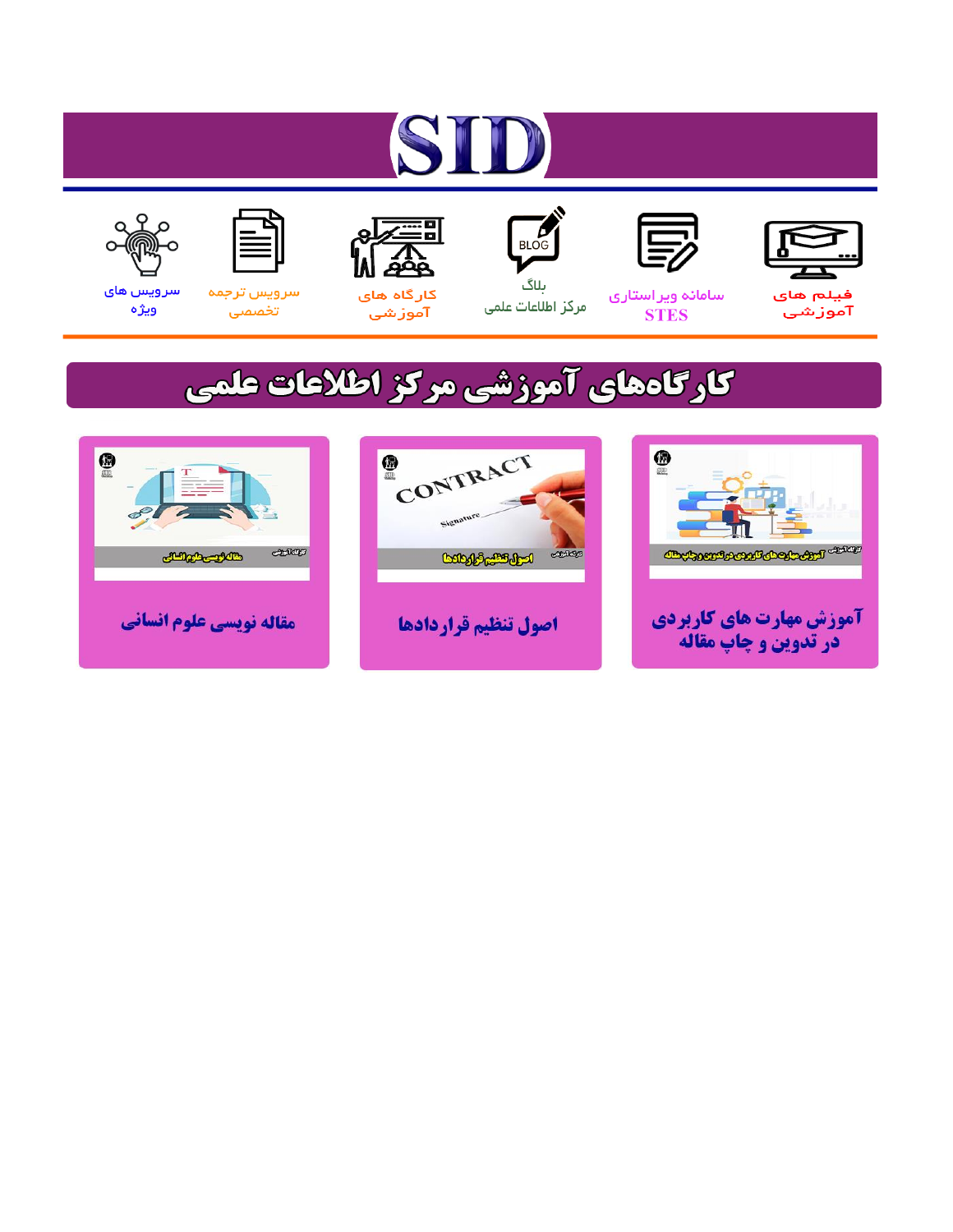# SID

فیلم های آموزشی

سامانه ویراستاری STES

بلاگ مرکز اطلاعات علمی

کارگاه های آموزشی

سرویس ترجمه تخصصی

سرویس های ویژه

## کارگاه‌های آموزشی مرکز اطلاعات علمی

آموزش مهارت های کاربردی در تدوین و چاپ مقاله

اصول تنظیم قراردادها

مقاله نویسی علوم انسانی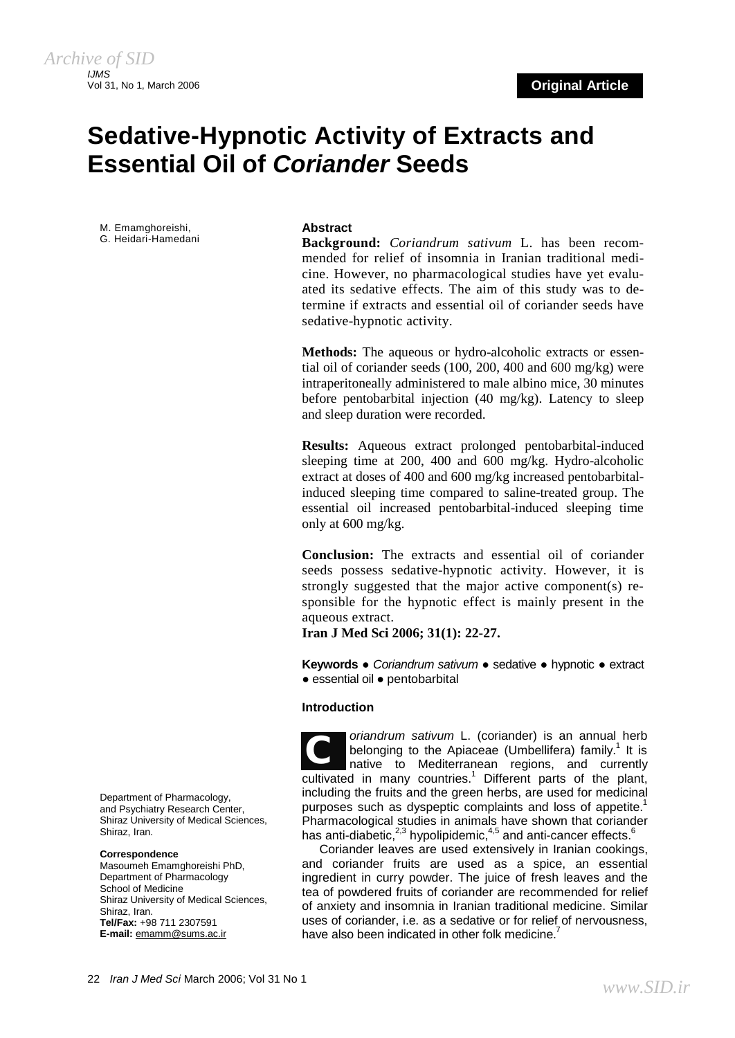# Sedative-Hypnotic Activity of Extracts and Essential Oil of *Coriander* Seeds

M. Emamghoreishi, G. Heidari-Hamedani

Department of Pharmacology, and Psychiatry Research Center, Shiraz University of Medical Sciences, Shiraz, Iran.

**Correspondence**
Masoumeh Emamghoreishi PhD,
Department of Pharmacology
School of Medicine
Shiraz University of Medical Sciences,
Shiraz, Iran.
**Tel/Fax:** +98 711 2307591
**E-mail:** emamm@sums.ac.ir

## Abstract

**Background:** *Coriandrum sativum* L. has been recommended for relief of insomnia in Iranian traditional medicine. However, no pharmacological studies have yet evaluated its sedative effects. The aim of this study was to determine if extracts and essential oil of coriander seeds have sedative-hypnotic activity.

**Methods:** The aqueous or hydro-alcoholic extracts or essential oil of coriander seeds (100, 200, 400 and 600 mg/kg) were intraperitoneally administered to male albino mice, 30 minutes before pentobarbital injection (40 mg/kg). Latency to sleep and sleep duration were recorded.

**Results:** Aqueous extract prolonged pentobarbital-induced sleeping time at 200, 400 and 600 mg/kg. Hydro-alcoholic extract at doses of 400 and 600 mg/kg increased pentobarbital-induced sleeping time compared to saline-treated group. The essential oil increased pentobarbital-induced sleeping time only at 600 mg/kg.

**Conclusion:** The extracts and essential oil of coriander seeds possess sedative-hypnotic activity. However, it is strongly suggested that the major active component(s) responsible for the hypnotic effect is mainly present in the aqueous extract.

**Iran J Med Sci 2006; 31(1): 22-27.**

**Keywords** ● *Coriandrum sativum* ● sedative ● hypnotic ● extract ● essential oil ● pentobarbital

## Introduction

*Coriandrum sativum* L. (coriander) is an annual herb belonging to the Apiaceae (Umbellifera) family.[1] It is native to Mediterranean regions, and currently cultivated in many countries.[1] Different parts of the plant, including the fruits and the green herbs, are used for medicinal purposes such as dyspeptic complaints and loss of appetite.[1] Pharmacological studies in animals have shown that coriander has anti-diabetic,[2,3] hypolipidemic,[4,5] and anti-cancer effects.[6]

Coriander leaves are used extensively in Iranian cookings, and coriander fruits are used as a spice, an essential ingredient in curry powder. The juice of fresh leaves and the tea of powdered fruits of coriander are recommended for relief of anxiety and insomnia in Iranian traditional medicine. Similar uses of coriander, i.e. as a sedative or for relief of nervousness, have also been indicated in other folk medicine.[7]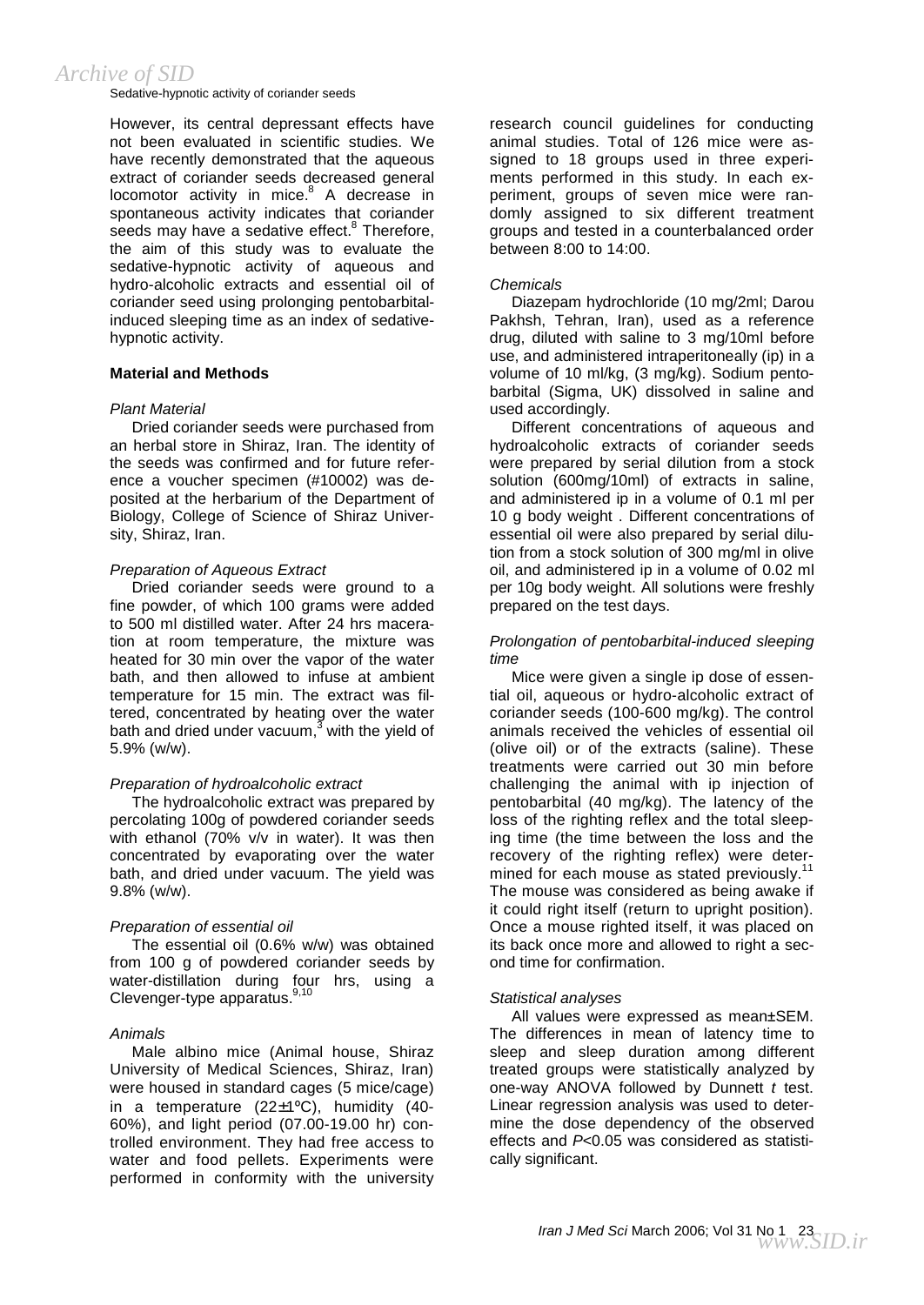However, its central depressant effects have not been evaluated in scientific studies. We have recently demonstrated that the aqueous extract of coriander seeds decreased general locomotor activity in mice.[8] A decrease in spontaneous activity indicates that coriander seeds may have a sedative effect.[8] Therefore, the aim of this study was to evaluate the sedative-hypnotic activity of aqueous and hydro-alcoholic extracts and essential oil of coriander seed using prolonging pentobarbital-induced sleeping time as an index of sedative-hypnotic activity.

## Material and Methods

### *Plant Material*

Dried coriander seeds were purchased from an herbal store in Shiraz, Iran. The identity of the seeds was confirmed and for future reference a voucher specimen (#10002) was deposited at the herbarium of the Department of Biology, College of Science of Shiraz University, Shiraz, Iran.

### *Preparation of Aqueous Extract*

Dried coriander seeds were ground to a fine powder, of which 100 grams were added to 500 ml distilled water. After 24 hrs maceration at room temperature, the mixture was heated for 30 min over the vapor of the water bath, and then allowed to infuse at ambient temperature for 15 min. The extract was filtered, concentrated by heating over the water bath and dried under vacuum,[3] with the yield of 5.9% (w/w).

### *Preparation of hydroalcoholic extract*

The hydroalcoholic extract was prepared by percolating 100g of powdered coriander seeds with ethanol (70% v/v in water). It was then concentrated by evaporating over the water bath, and dried under vacuum. The yield was 9.8% (w/w).

### *Preparation of essential oil*

The essential oil (0.6% w/w) was obtained from 100 g of powdered coriander seeds by water-distillation during four hrs, using a Clevenger-type apparatus.[9,10]

### *Animals*

Male albino mice (Animal house, Shiraz University of Medical Sciences, Shiraz, Iran) were housed in standard cages (5 mice/cage) in a temperature (22±1ºC), humidity (40-60%), and light period (07.00-19.00 hr) controlled environment. They had free access to water and food pellets. Experiments were performed in conformity with the university research council guidelines for conducting animal studies. Total of 126 mice were assigned to 18 groups used in three experiments performed in this study. In each experiment, groups of seven mice were randomly assigned to six different treatment groups and tested in a counterbalanced order between 8:00 to 14:00.

### *Chemicals*

Diazepam hydrochloride (10 mg/2ml; Darou Pakhsh, Tehran, Iran), used as a reference drug, diluted with saline to 3 mg/10ml before use, and administered intraperitoneally (ip) in a volume of 10 ml/kg, (3 mg/kg). Sodium pentobarbital (Sigma, UK) dissolved in saline and used accordingly.

Different concentrations of aqueous and hydroalcoholic extracts of coriander seeds were prepared by serial dilution from a stock solution (600mg/10ml) of extracts in saline, and administered ip in a volume of 0.1 ml per 10 g body weight . Different concentrations of essential oil were also prepared by serial dilution from a stock solution of 300 mg/ml in olive oil, and administered ip in a volume of 0.02 ml per 10g body weight. All solutions were freshly prepared on the test days.

### *Prolongation of pentobarbital-induced sleeping time*

Mice were given a single ip dose of essential oil, aqueous or hydro-alcoholic extract of coriander seeds (100-600 mg/kg). The control animals received the vehicles of essential oil (olive oil) or of the extracts (saline). These treatments were carried out 30 min before challenging the animal with ip injection of pentobarbital (40 mg/kg). The latency of the loss of the righting reflex and the total sleeping time (the time between the loss and the recovery of the righting reflex) were determined for each mouse as stated previously.[11] The mouse was considered as being awake if it could right itself (return to upright position). Once a mouse righted itself, it was placed on its back once more and allowed to right a second time for confirmation.

### *Statistical analyses*

All values were expressed as mean±SEM. The differences in mean of latency time to sleep and sleep duration among different treated groups were statistically analyzed by one-way ANOVA followed by Dunnett *t* test. Linear regression analysis was used to determine the dose dependency of the observed effects and $P<0.05$ was considered as statistically significant.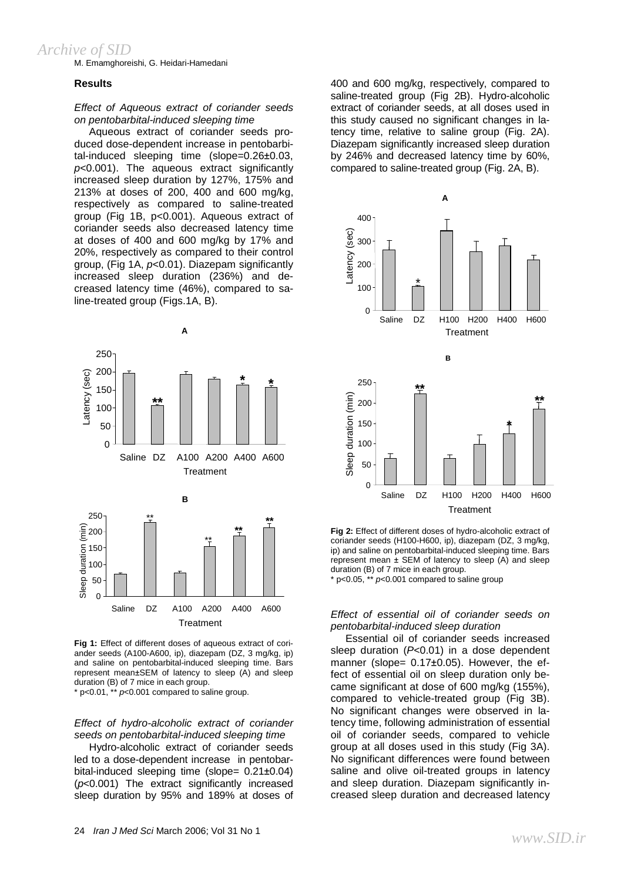## Results

*Effect of Aqueous extract of coriander seeds on pentobarbital-induced sleeping time*

Aqueous extract of coriander seeds produced dose-dependent increase in pentobarbital-induced sleeping time (slope=0.26±0.03, $p<0.001$). The aqueous extract significantly increased sleep duration by 127%, 175% and 213% at doses of 200, 400 and 600 mg/kg, respectively as compared to saline-treated group (Fig 1B, p<0.001). Aqueous extract of coriander seeds also decreased latency time at doses of 400 and 600 mg/kg by 17% and 20%, respectively as compared to their control group, (Fig 1A, $p<0.01$). Diazepam significantly increased sleep duration (236%) and decreased latency time (46%), compared to saline-treated group (Figs.1A, B).

**Fig 1:** Effect of different doses of aqueous extract of coriander seeds (A100-A600, ip), diazepam (DZ, 3 mg/kg, ip) and saline on pentobarbital-induced sleeping time. Bars represent mean±SEM of latency to sleep (A) and sleep duration (B) of 7 mice in each group.
* p<0.01, ** $p<0.001$ compared to saline group.

*Effect of hydro-alcoholic extract of coriander seeds on pentobarbital-induced sleeping time*

Hydro-alcoholic extract of coriander seeds led to a dose-dependent increase in pentobarbital-induced sleeping time (slope= 0.21±0.04) ($p<0.001$) The extract significantly increased sleep duration by 95% and 189% at doses of 400 and 600 mg/kg, respectively, compared to saline-treated group (Fig 2B). Hydro-alcoholic extract of coriander seeds, at all doses used in this study caused no significant changes in latency time, relative to saline group (Fig. 2A). Diazepam significantly increased sleep duration by 246% and decreased latency time by 60%, compared to saline-treated group (Fig. 2A, B).

**Fig 2:** Effect of different doses of hydro-alcoholic extract of coriander seeds (H100-H600, ip), diazepam (DZ, 3 mg/kg, ip) and saline on pentobarbital-induced sleeping time. Bars represent mean ± SEM of latency to sleep (A) and sleep duration (B) of 7 mice in each group.
* p<0.05, ** $p<0.001$ compared to saline group

*Effect of essential oil of coriander seeds on pentobarbital-induced sleep duration*

Essential oil of coriander seeds increased sleep duration ($P<0.01$) in a dose dependent manner (slope= 0.17±0.05). However, the effect of essential oil on sleep duration only became significant at dose of 600 mg/kg (155%), compared to vehicle-treated group (Fig 3B). No significant changes were observed in latency time, following administration of essential oil of coriander seeds, compared to vehicle group at all doses used in this study (Fig 3A). No significant differences were found between saline and olive oil-treated groups in latency and sleep duration. Diazepam significantly increased sleep duration and decreased latency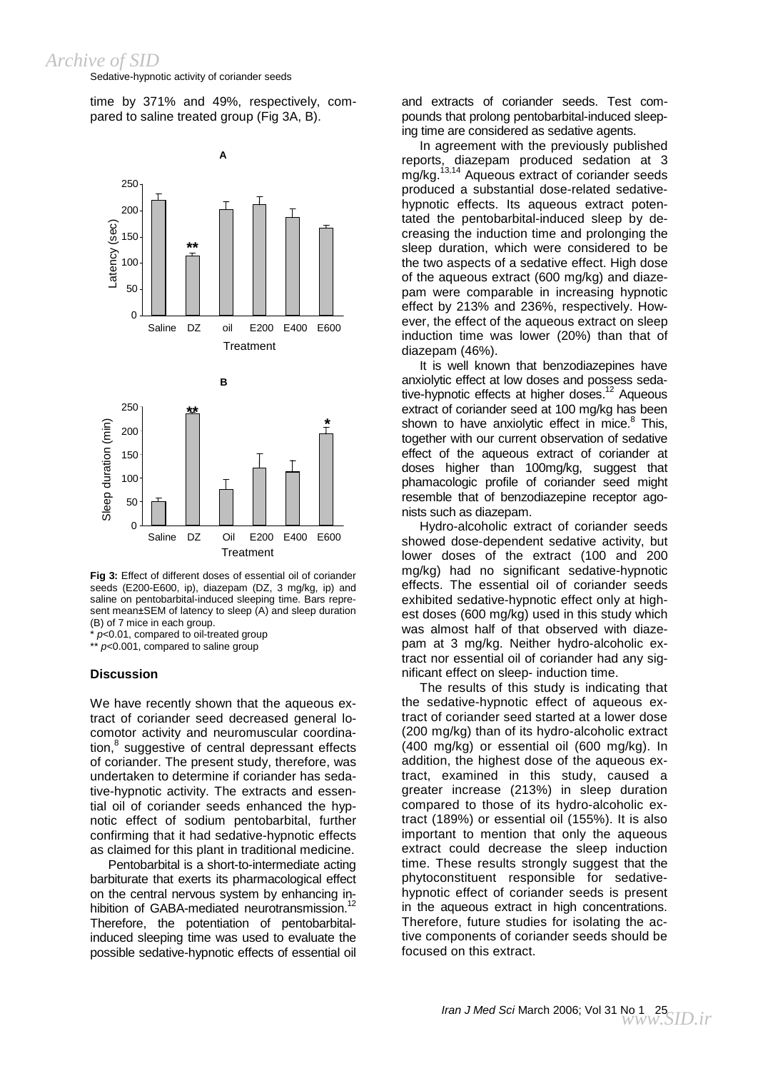time by 371% and 49%, respectively, compared to saline treated group (Fig 3A, B).

**Fig 3:** Effect of different doses of essential oil of coriander seeds (E200-E600, ip), diazepam (DZ, 3 mg/kg, ip) and saline on pentobarbital-induced sleeping time. Bars represent mean±SEM of latency to sleep (A) and sleep duration (B) of 7 mice in each group.
* $p<0.01$, compared to oil-treated group
** $p<0.001$, compared to saline group

## Discussion

We have recently shown that the aqueous extract of coriander seed decreased general locomotor activity and neuromuscular coordination,[8] suggestive of central depressant effects of coriander. The present study, therefore, was undertaken to determine if coriander has sedative-hypnotic activity. The extracts and essential oil of coriander seeds enhanced the hypnotic effect of sodium pentobarbital, further confirming that it had sedative-hypnotic effects as claimed for this plant in traditional medicine.

Pentobarbital is a short-to-intermediate acting barbiturate that exerts its pharmacological effect on the central nervous system by enhancing inhibition of GABA-mediated neurotransmission.[12] Therefore, the potentiation of pentobarbital-induced sleeping time was used to evaluate the possible sedative-hypnotic effects of essential oil and extracts of coriander seeds. Test compounds that prolong pentobarbital-induced sleeping time are considered as sedative agents.

In agreement with the previously published reports, diazepam produced sedation at 3 mg/kg.[13,14] Aqueous extract of coriander seeds produced a substantial dose-related sedative-hypnotic effects. Its aqueous extract potentated the pentobarbital-induced sleep by decreasing the induction time and prolonging the sleep duration, which were considered to be the two aspects of a sedative effect. High dose of the aqueous extract (600 mg/kg) and diazepam were comparable in increasing hypnotic effect by 213% and 236%, respectively. However, the effect of the aqueous extract on sleep induction time was lower (20%) than that of diazepam (46%).

It is well known that benzodiazepines have anxiolytic effect at low doses and possess sedative-hypnotic effects at higher doses.[12] Aqueous extract of coriander seed at 100 mg/kg has been shown to have anxiolytic effect in mice.[8] This, together with our current observation of sedative effect of the aqueous extract of coriander at doses higher than 100mg/kg, suggest that phamacologic profile of coriander seed might resemble that of benzodiazepine receptor agonists such as diazepam.

Hydro-alcoholic extract of coriander seeds showed dose-dependent sedative activity, but lower doses of the extract (100 and 200 mg/kg) had no significant sedative-hypnotic effects. The essential oil of coriander seeds exhibited sedative-hypnotic effect only at highest doses (600 mg/kg) used in this study which was almost half of that observed with diazepam at 3 mg/kg. Neither hydro-alcoholic extract nor essential oil of coriander had any significant effect on sleep- induction time.

The results of this study is indicating that the sedative-hypnotic effect of aqueous extract of coriander seed started at a lower dose (200 mg/kg) than of its hydro-alcoholic extract (400 mg/kg) or essential oil (600 mg/kg). In addition, the highest dose of the aqueous extract, examined in this study, caused a greater increase (213%) in sleep duration compared to those of its hydro-alcoholic extract (189%) or essential oil (155%). It is also important to mention that only the aqueous extract could decrease the sleep induction time. These results strongly suggest that the phytoconstituent responsible for sedative-hypnotic effect of coriander seeds is present in the aqueous extract in high concentrations. Therefore, future studies for isolating the active components of coriander seeds should be focused on this extract.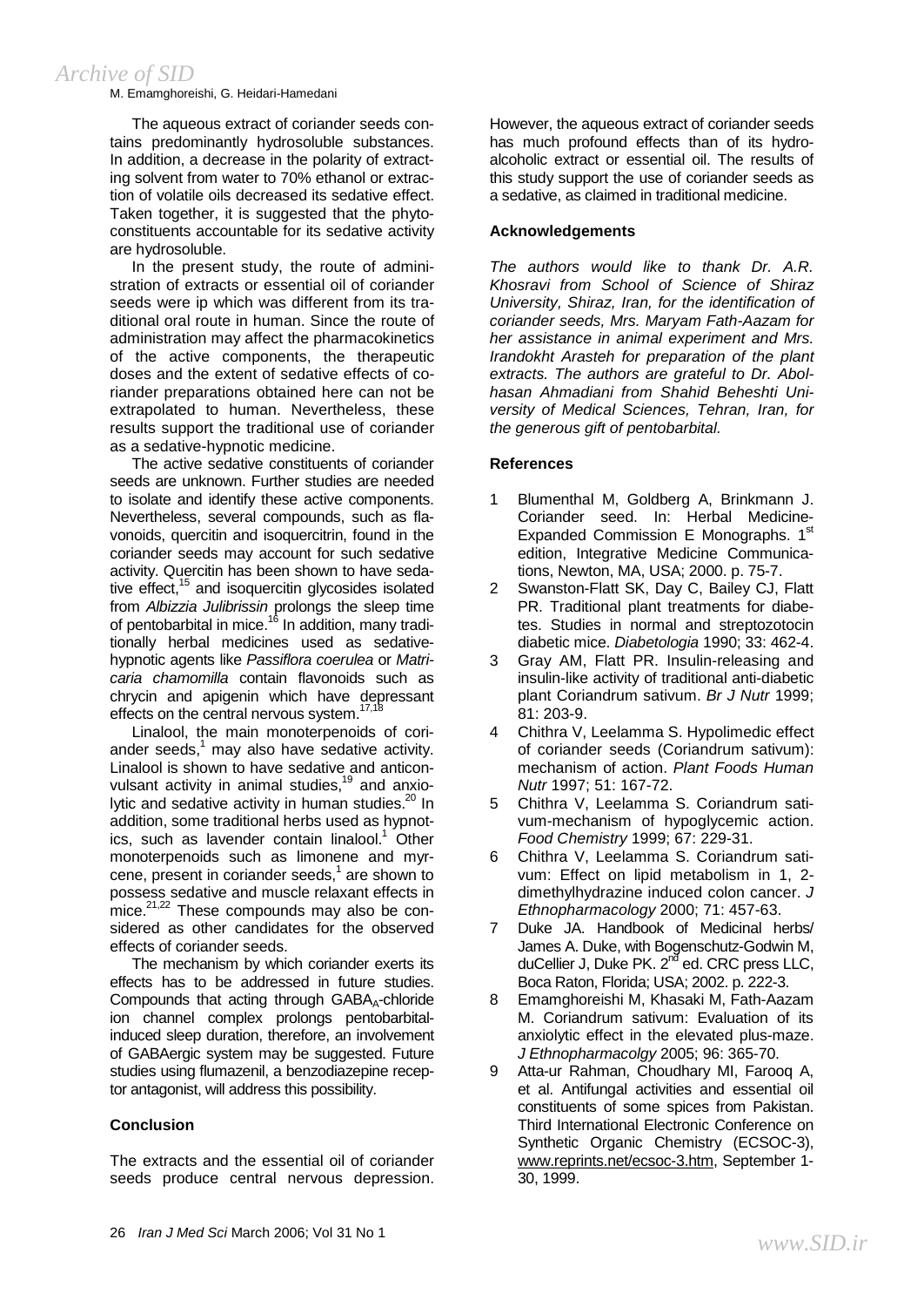The aqueous extract of coriander seeds contains predominantly hydrosoluble substances. In addition, a decrease in the polarity of extracting solvent from water to 70% ethanol or extraction of volatile oils decreased its sedative effect. Taken together, it is suggested that the phytoconstituents accountable for its sedative activity are hydrosoluble.

In the present study, the route of administration of extracts or essential oil of coriander seeds were ip which was different from its traditional oral route in human. Since the route of administration may affect the pharmacokinetics of the active components, the therapeutic doses and the extent of sedative effects of coriander preparations obtained here can not be extrapolated to human. Nevertheless, these results support the traditional use of coriander as a sedative-hypnotic medicine.

The active sedative constituents of coriander seeds are unknown. Further studies are needed to isolate and identify these active components. Nevertheless, several compounds, such as flavonoids, quercitin and isoquercitrin, found in the coriander seeds may account for such sedative activity. Quercitin has been shown to have sedative effect,[15] and isoquercitin glycosides isolated from *Albizzia Julibrissin* prolongs the sleep time of pentobarbital in mice.[16] In addition, many traditionally herbal medicines used as sedative-hypnotic agents like *Passiflora coerulea* or *Matricaria chamomilla* contain flavonoids such as chrycin and apigenin which have depressant effects on the central nervous system.[17,18]

Linalool, the main monoterpenoids of coriander seeds,[1] may also have sedative activity. Linalool is shown to have sedative and anticonvulsant activity in animal studies,[19] and anxiolytic and sedative activity in human studies.[20] In addition, some traditional herbs used as hypnotics, such as lavender contain linalool.[1] Other monoterpenoids such as limonene and myrcene, present in coriander seeds,[1] are shown to possess sedative and muscle relaxant effects in mice.[21,22] These compounds may also be considered as other candidates for the observed effects of coriander seeds.

The mechanism by which coriander exerts its effects has to be addressed in future studies. Compounds that acting through $GABA_A$-chloride ion channel complex prolongs pentobarbital-induced sleep duration, therefore, an involvement of GABAergic system may be suggested. Future studies using flumazenil, a benzodiazepine receptor antagonist, will address this possibility.

## Conclusion

The extracts and the essential oil of coriander seeds produce central nervous depression. However, the aqueous extract of coriander seeds has much profound effects than of its hydroalcoholic extract or essential oil. The results of this study support the use of coriander seeds as a sedative, as claimed in traditional medicine.

## Acknowledgements

*The authors would like to thank Dr. A.R. Khosravi from School of Science of Shiraz University, Shiraz, Iran, for the identification of coriander seeds, Mrs. Maryam Fath-Aazam for her assistance in animal experiment and Mrs. Irandokht Arasteh for preparation of the plant extracts. The authors are grateful to Dr. Abolhasan Ahmadiani from Shahid Beheshti University of Medical Sciences, Tehran, Iran, for the generous gift of pentobarbital.*

## References

1. Blumenthal M, Goldberg A, Brinkmann J. Coriander seed. In: Herbal Medicine-Expanded Commission E Monographs. 1st edition, Integrative Medicine Communications, Newton, MA, USA; 2000. p. 75-7.
2. Swanston-Flatt SK, Day C, Bailey CJ, Flatt PR. Traditional plant treatments for diabetes. Studies in normal and streptozotocin diabetic mice. *Diabetologia* 1990; 33: 462-4.
3. Gray AM, Flatt PR. Insulin-releasing and insulin-like activity of traditional anti-diabetic plant Coriandrum sativum. *Br J Nutr* 1999; 81: 203-9.
4. Chithra V, Leelamma S. Hypolimedic effect of coriander seeds (Coriandrum sativum): mechanism of action. *Plant Foods Human Nutr* 1997; 51: 167-72.
5. Chithra V, Leelamma S. Coriandrum sativum-mechanism of hypoglycemic action. *Food Chemistry* 1999; 67: 229-31.
6. Chithra V, Leelamma S. Coriandrum sativum: Effect on lipid metabolism in 1, 2-dimethylhydrazine induced colon cancer. *J Ethnopharmacology* 2000; 71: 457-63.
7. Duke JA. Handbook of Medicinal herbs/ James A. Duke, with Bogenschutz-Godwin M, duCellier J, Duke PK. 2nd ed. CRC press LLC, Boca Raton, Florida; USA; 2002. p. 222-3.
8. Emamghoreishi M, Khasaki M, Fath-Aazam M. Coriandrum sativum: Evaluation of its anxiolytic effect in the elevated plus-maze. *J Ethnopharmacolgy* 2005; 96: 365-70.
9. Atta-ur Rahman, Choudhary MI, Farooq A, et al. Antifungal activities and essential oil constituents of some spices from Pakistan. Third International Electronic Conference on Synthetic Organic Chemistry (ECSOC-3), www.reprints.net/ecsoc-3.htm, September 1-30, 1999.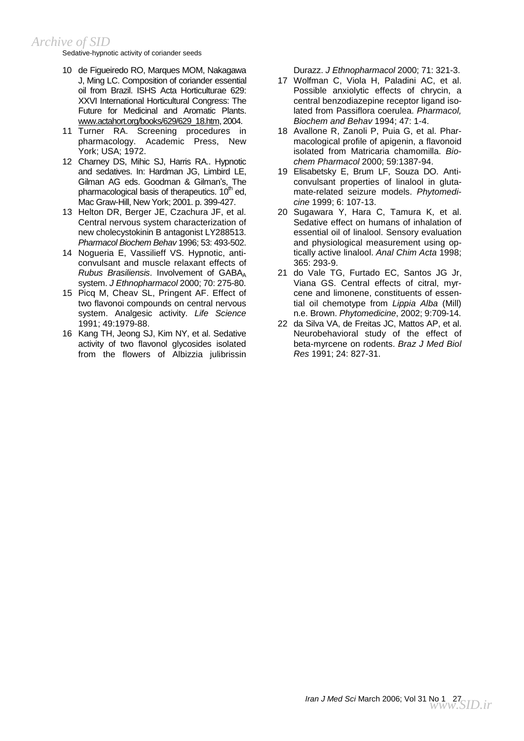10 de Figueiredo RO, Marques MOM, Nakagawa J, Ming LC. Composition of coriander essential oil from Brazil. ISHS Acta Horticulturae 629: XXVI International Horticultural Congress: The Future for Medicinal and Aromatic Plants. www.actahort.org/books/629/629_18.htm, 2004.

11 Turner RA. Screening procedures in pharmacology. Academic Press, New York; USA; 1972.

12 Charney DS, Mihic SJ, Harris RA.. Hypnotic and sedatives. In: Hardman JG, Limbird LE, Gilman AG eds. Goodman & Gilman's, The pharmacological basis of therapeutics. 10th ed, Mac Graw-Hill, New York; 2001. p. 399-427.

13 Helton DR, Berger JE, Czachura JF, et al. Central nervous system characterization of new cholecystokinin B antagonist LY288513. *Pharmacol Biochem Behav* 1996; 53: 493-502.

14 Nogueria E, Vassilieff VS. Hypnotic, anticonvulsant and muscle relaxant effects of *Rubus Brasiliensis*. Involvement of $GABA_A$ system. *J Ethnopharmacol* 2000; 70: 275-80.

15 Picq M, Cheav SL, Pringent AF. Effect of two flavonoi compounds on central nervous system. Analgesic activity. *Life Science* 1991; 49:1979-88.

16 Kang TH, Jeong SJ, Kim NY, et al. Sedative activity of two flavonol glycosides isolated from the flowers of Albizzia julibrissin Durazz. *J Ethnopharmacol* 2000; 71: 321-3.

17 Wolfman C, Viola H, Paladini AC, et al. Possible anxiolytic effects of chrycin, a central benzodiazepine receptor ligand isolated from Passiflora coerulea. *Pharmacol, Biochem and Behav* 1994; 47: 1-4.

18 Avallone R, Zanoli P, Puia G, et al. Pharmacological profile of apigenin, a flavonoid isolated from Matricaria chamomilla. *Biochem Pharmacol* 2000; 59:1387-94.

19 Elisabetsky E, Brum LF, Souza DO. Anticonvulsant properties of linalool in glutamate-related seizure models. *Phytomedicine* 1999; 6: 107-13.

20 Sugawara Y, Hara C, Tamura K, et al. Sedative effect on humans of inhalation of essential oil of linalool. Sensory evaluation and physiological measurement using optically active linalool. *Anal Chim Acta* 1998; 365: 293-9.

21 do Vale TG, Furtado EC, Santos JG Jr, Viana GS. Central effects of citral, myrcene and limonene, constituents of essential oil chemotype from *Lippia Alba* (Mill) n.e. Brown. *Phytomedicine*, 2002; 9:709-14.

22 da Silva VA, de Freitas JC, Mattos AP, et al. Neurobehavioral study of the effect of beta-myrcene on rodents. *Braz J Med Biol Res* 1991; 24: 827-31.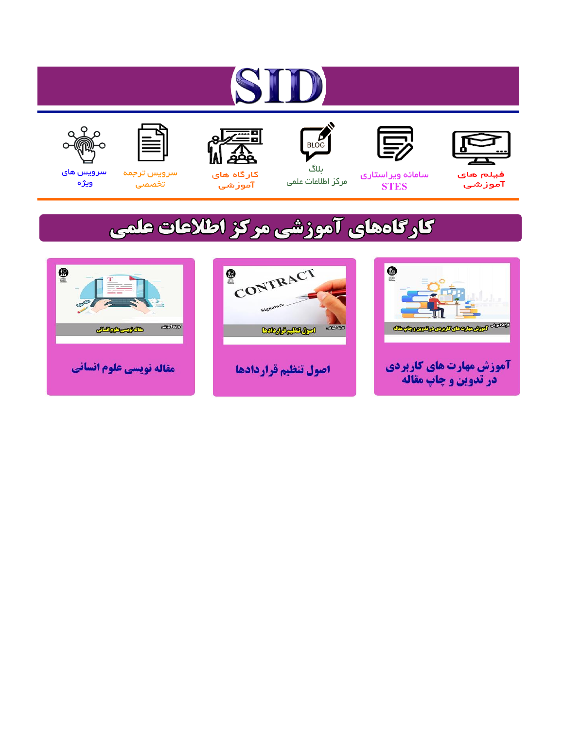# SID

فیلم های آموزشی

سامانه ویراستاری STES

بلاگ مرکز اطلاعات علمی

کارگاه های آموزشی

سرویس ترجمه تخصصی

سرویس های ویژه

## کارگاه‌های آموزشی مرکز اطلاعات علمی

آموزش مهارت های کاربردی در تدوین و چاپ مقاله

اصول تنظیم قراردادها

مقاله نویسی علوم انسانی